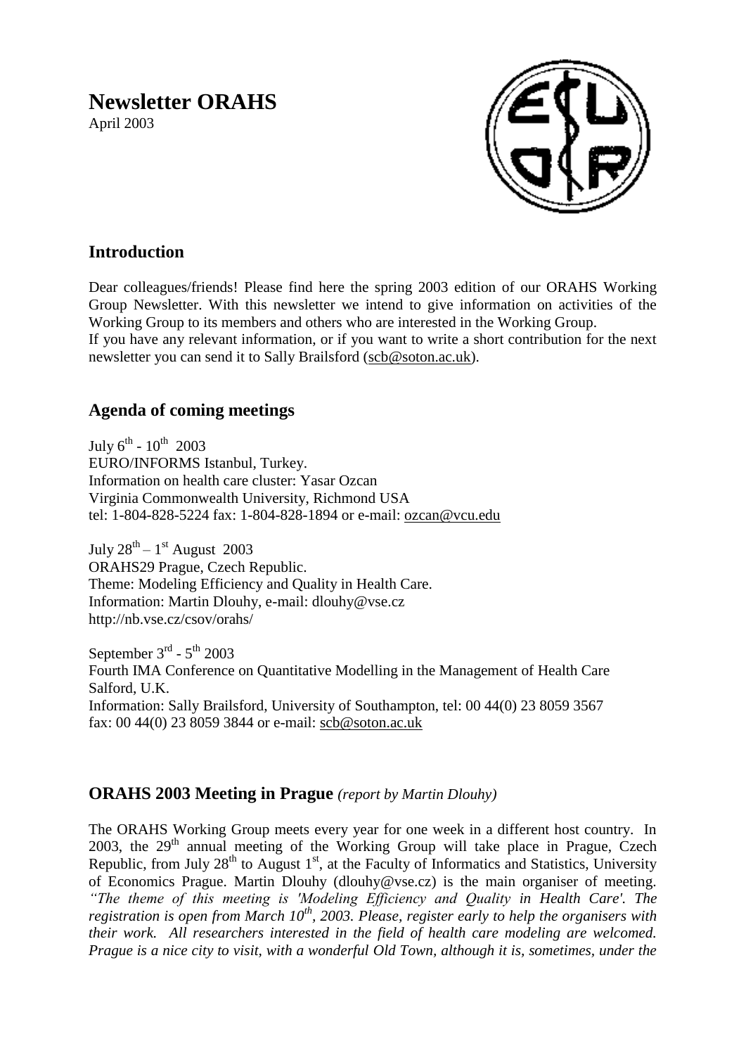# Newsletter ORAHS

April 2003

## Introduction

Dear colleagues/friends! Please find here the spring 2003 edition of our ORAHS Working Group Newsletter. With this newsletter we intend to give information on activities of the Working Group to its members and others who are interested in the Working Group.
If you have any relevant information, or if you want to write a short contribution for the next newsletter you can send it to Sally Brailsford (scb@soton.ac.uk).

## Agenda of coming meetings

July 6th - 10th 2003
EURO/INFORMS Istanbul, Turkey.
Information on health care cluster: Yasar Ozcan
Virginia Commonwealth University, Richmond USA
tel: 1-804-828-5224 fax: 1-804-828-1894 or e-mail: ozcan@vcu.edu

July 28th – 1st August 2003
ORAHS29 Prague, Czech Republic.
Theme: Modeling Efficiency and Quality in Health Care.
Information: Martin Dlouhy, e-mail: dlouhy@vse.cz
http://nb.vse.cz/csov/orahs/

September 3rd - 5th 2003
Fourth IMA Conference on Quantitative Modelling in the Management of Health Care
Salford, U.K.
Information: Sally Brailsford, University of Southampton, tel: 00 44(0) 23 8059 3567
fax: 00 44(0) 23 8059 3844 or e-mail: scb@soton.ac.uk

## ORAHS 2003 Meeting in Prague *(report by Martin Dlouhy)*

The ORAHS Working Group meets every year for one week in a different host country. In 2003, the 29th annual meeting of the Working Group will take place in Prague, Czech Republic, from July 28th to August 1st, at the Faculty of Informatics and Statistics, University of Economics Prague. Martin Dlouhy (dlouhy@vse.cz) is the main organiser of meeting. *"The theme of this meeting is 'Modeling Efficiency and Quality in Health Care'. The registration is open from March 10th, 2003. Please, register early to help the organisers with their work. All researchers interested in the field of health care modeling are welcomed. Prague is a nice city to visit, with a wonderful Old Town, although it is, sometimes, under the*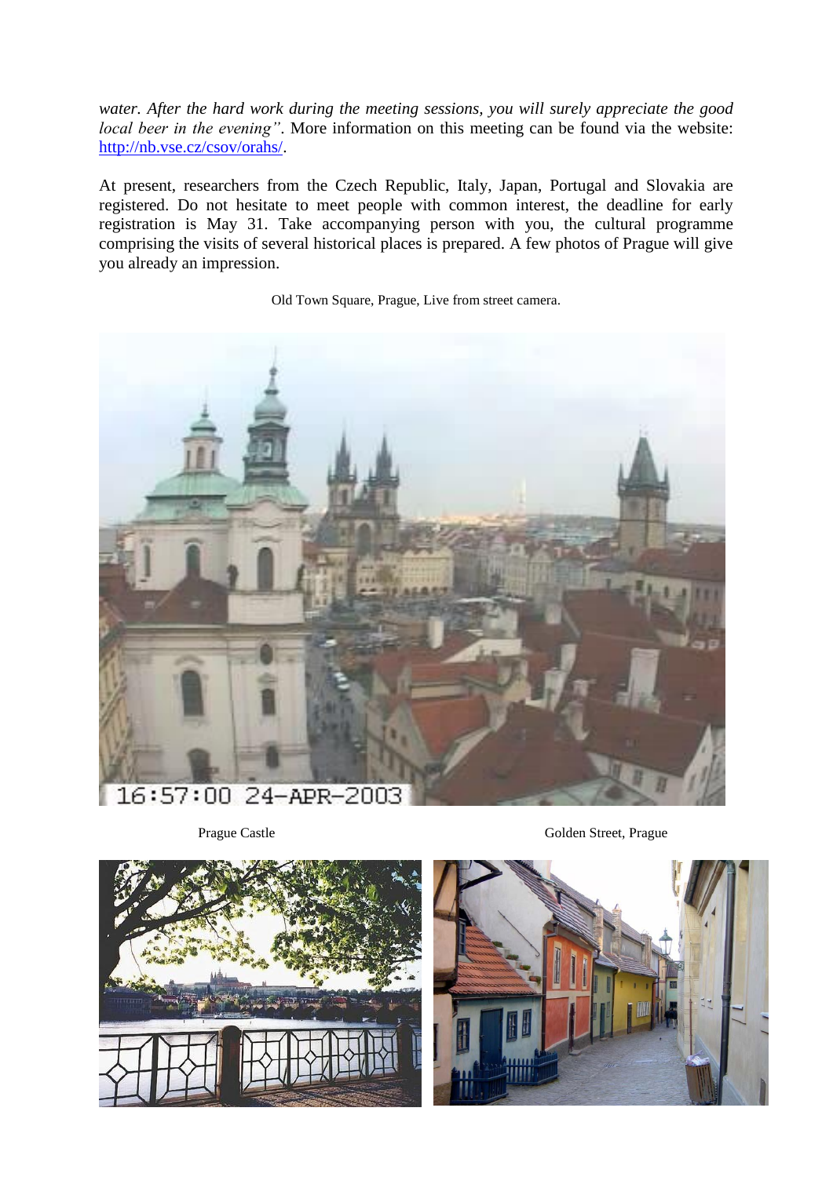*water. After the hard work during the meeting sessions, you will surely appreciate the good local beer in the evening"*. More information on this meeting can be found via the website: http://nb.vse.cz/csov/orahs/.

At present, researchers from the Czech Republic, Italy, Japan, Portugal and Slovakia are registered. Do not hesitate to meet people with common interest, the deadline for early registration is May 31. Take accompanying person with you, the cultural programme comprising the visits of several historical places is prepared. A few photos of Prague will give you already an impression.

Old Town Square, Prague, Live from street camera.

Prague Castle

Golden Street, Prague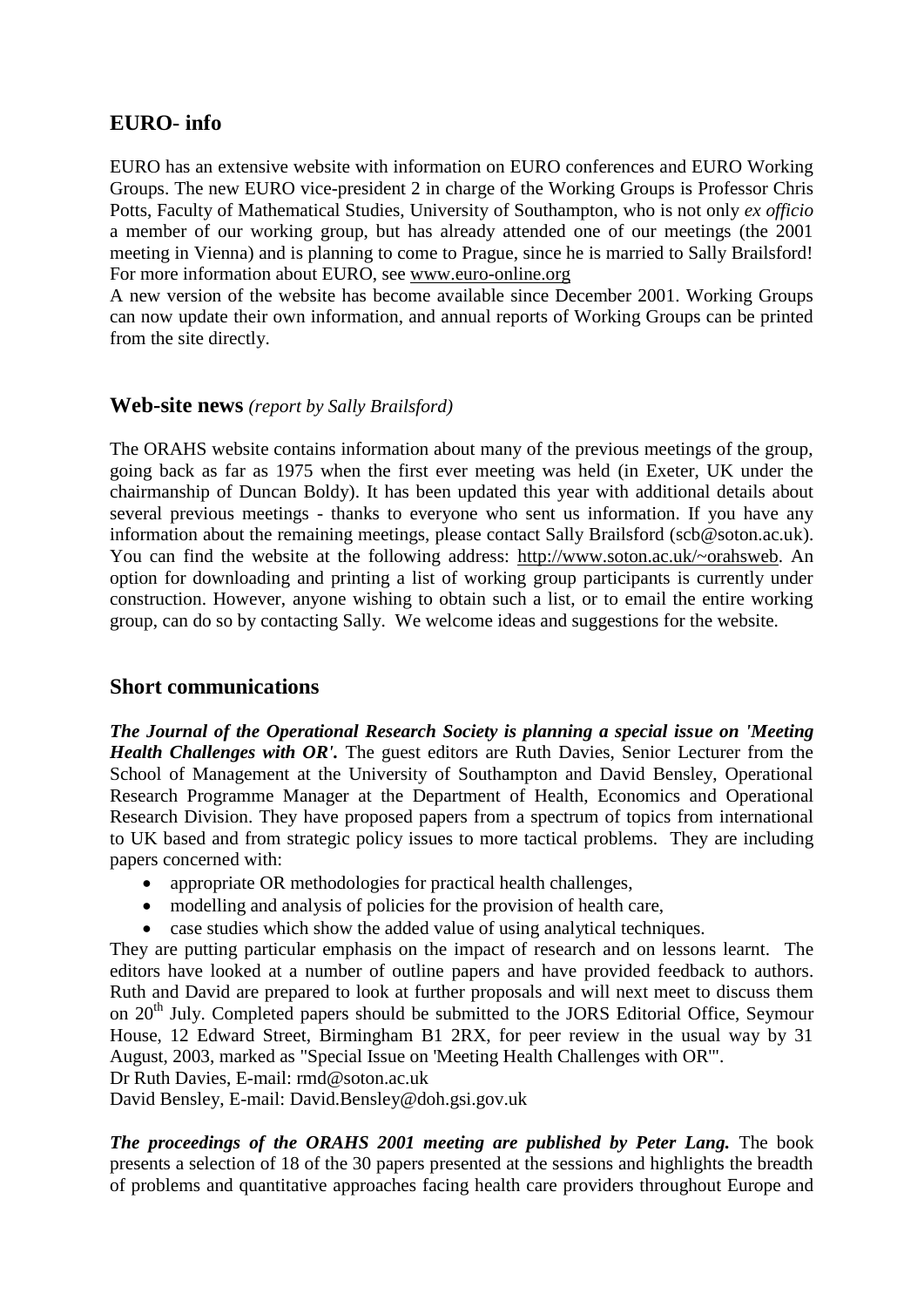## EURO- info

EURO has an extensive website with information on EURO conferences and EURO Working Groups. The new EURO vice-president 2 in charge of the Working Groups is Professor Chris Potts, Faculty of Mathematical Studies, University of Southampton, who is not only *ex officio* a member of our working group, but has already attended one of our meetings (the 2001 meeting in Vienna) and is planning to come to Prague, since he is married to Sally Brailsford! For more information about EURO, see www.euro-online.org

A new version of the website has become available since December 2001. Working Groups can now update their own information, and annual reports of Working Groups can be printed from the site directly.

## Web-site news *(report by Sally Brailsford)*

The ORAHS website contains information about many of the previous meetings of the group, going back as far as 1975 when the first ever meeting was held (in Exeter, UK under the chairmanship of Duncan Boldy). It has been updated this year with additional details about several previous meetings - thanks to everyone who sent us information. If you have any information about the remaining meetings, please contact Sally Brailsford (scb@soton.ac.uk). You can find the website at the following address: http://www.soton.ac.uk/~orahsweb. An option for downloading and printing a list of working group participants is currently under construction. However, anyone wishing to obtain such a list, or to email the entire working group, can do so by contacting Sally. We welcome ideas and suggestions for the website.

## Short communications

***The Journal of the Operational Research Society is planning a special issue on 'Meeting Health Challenges with OR'.*** The guest editors are Ruth Davies, Senior Lecturer from the School of Management at the University of Southampton and David Bensley, Operational Research Programme Manager at the Department of Health, Economics and Operational Research Division. They have proposed papers from a spectrum of topics from international to UK based and from strategic policy issues to more tactical problems. They are including papers concerned with:

- appropriate OR methodologies for practical health challenges,
- modelling and analysis of policies for the provision of health care,
- case studies which show the added value of using analytical techniques.

They are putting particular emphasis on the impact of research and on lessons learnt. The editors have looked at a number of outline papers and have provided feedback to authors. Ruth and David are prepared to look at further proposals and will next meet to discuss them on 20th July. Completed papers should be submitted to the JORS Editorial Office, Seymour House, 12 Edward Street, Birmingham B1 2RX, for peer review in the usual way by 31 August, 2003, marked as "Special Issue on 'Meeting Health Challenges with OR'".

Dr Ruth Davies, E-mail: rmd@soton.ac.uk

David Bensley, E-mail: David.Bensley@doh.gsi.gov.uk

***The proceedings of the ORAHS 2001 meeting are published by Peter Lang.*** The book presents a selection of 18 of the 30 papers presented at the sessions and highlights the breadth of problems and quantitative approaches facing health care providers throughout Europe and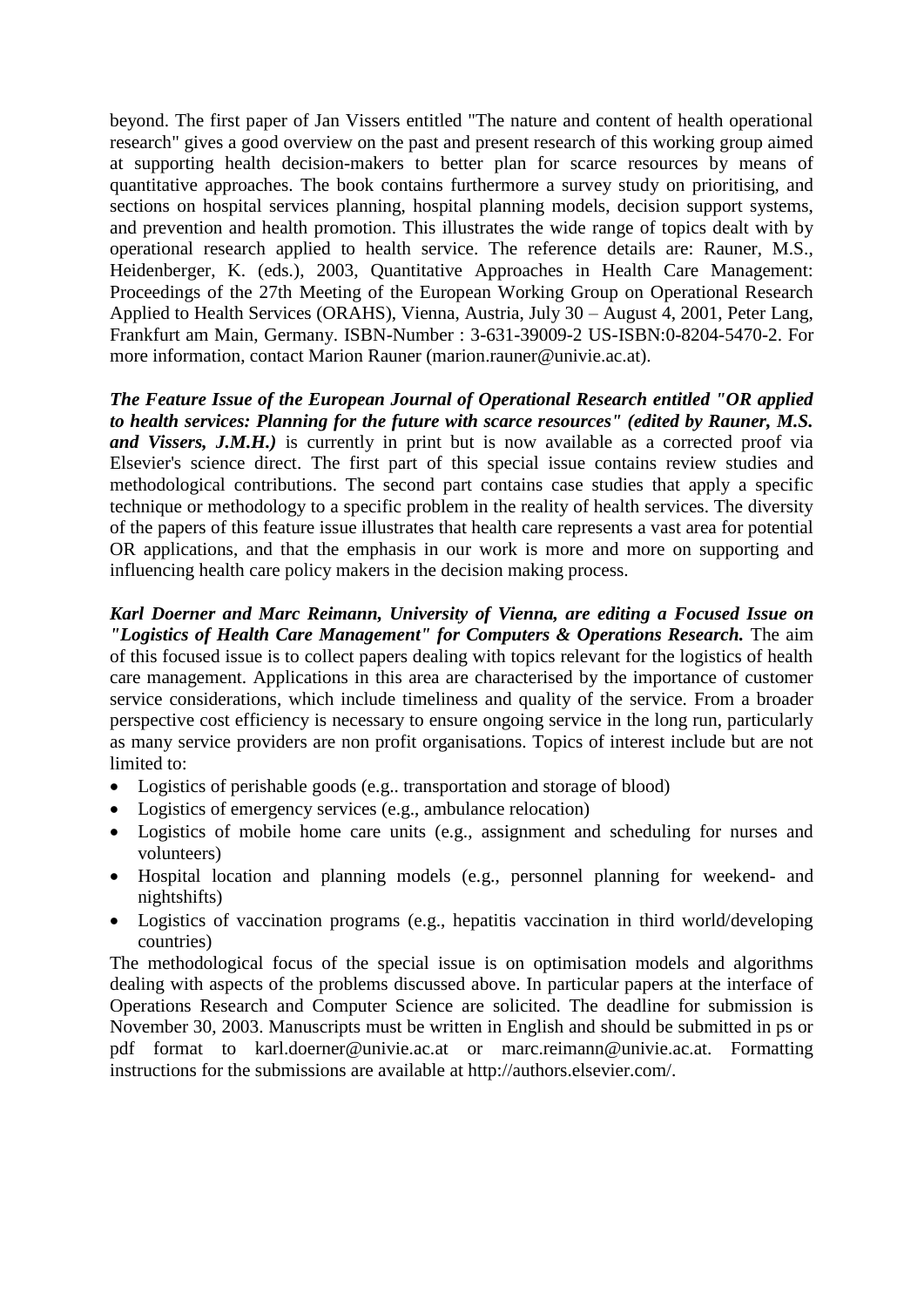beyond. The first paper of Jan Vissers entitled "The nature and content of health operational research" gives a good overview on the past and present research of this working group aimed at supporting health decision-makers to better plan for scarce resources by means of quantitative approaches. The book contains furthermore a survey study on prioritising, and sections on hospital services planning, hospital planning models, decision support systems, and prevention and health promotion. This illustrates the wide range of topics dealt with by operational research applied to health service. The reference details are: Rauner, M.S., Heidenberger, K. (eds.), 2003, Quantitative Approaches in Health Care Management: Proceedings of the 27th Meeting of the European Working Group on Operational Research Applied to Health Services (ORAHS), Vienna, Austria, July 30 – August 4, 2001, Peter Lang, Frankfurt am Main, Germany. ISBN-Number : 3-631-39009-2 US-ISBN:0-8204-5470-2. For more information, contact Marion Rauner (marion.rauner@univie.ac.at).

***The Feature Issue of the European Journal of Operational Research entitled "OR applied to health services: Planning for the future with scarce resources" (edited by Rauner, M.S. and Vissers, J.M.H.)*** is currently in print but is now available as a corrected proof via Elsevier's science direct. The first part of this special issue contains review studies and methodological contributions. The second part contains case studies that apply a specific technique or methodology to a specific problem in the reality of health services. The diversity of the papers of this feature issue illustrates that health care represents a vast area for potential OR applications, and that the emphasis in our work is more and more on supporting and influencing health care policy makers in the decision making process.

***Karl Doerner and Marc Reimann, University of Vienna, are editing a Focused Issue on "Logistics of Health Care Management" for Computers & Operations Research.*** The aim of this focused issue is to collect papers dealing with topics relevant for the logistics of health care management. Applications in this area are characterised by the importance of customer service considerations, which include timeliness and quality of the service. From a broader perspective cost efficiency is necessary to ensure ongoing service in the long run, particularly as many service providers are non profit organisations. Topics of interest include but are not limited to:

- Logistics of perishable goods (e.g.. transportation and storage of blood)
- Logistics of emergency services (e.g., ambulance relocation)
- Logistics of mobile home care units (e.g., assignment and scheduling for nurses and volunteers)
- Hospital location and planning models (e.g., personnel planning for weekend- and nightshifts)
- Logistics of vaccination programs (e.g., hepatitis vaccination in third world/developing countries)

The methodological focus of the special issue is on optimisation models and algorithms dealing with aspects of the problems discussed above. In particular papers at the interface of Operations Research and Computer Science are solicited. The deadline for submission is November 30, 2003. Manuscripts must be written in English and should be submitted in ps or pdf format to karl.doerner@univie.ac.at or marc.reimann@univie.ac.at. Formatting instructions for the submissions are available at http://authors.elsevier.com/.